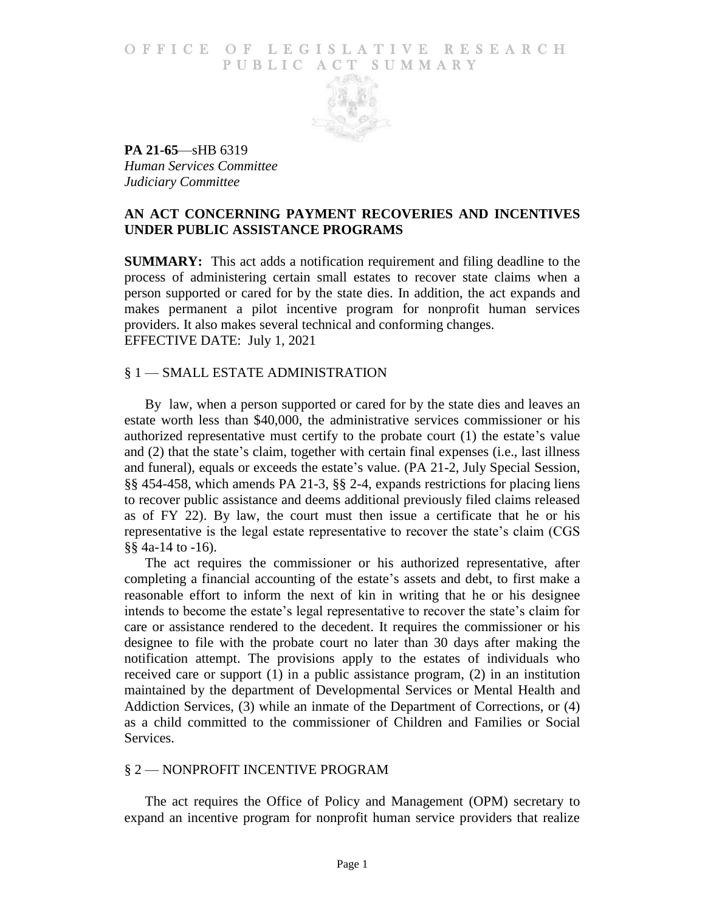OFFICE OF LEGISLATIVE RESEARCH
PUBLIC ACT SUMMARY

**PA 21-65**—sHB 6319
*Human Services Committee*
*Judiciary Committee*

## AN ACT CONCERNING PAYMENT RECOVERIES AND INCENTIVES UNDER PUBLIC ASSISTANCE PROGRAMS

**SUMMARY:** This act adds a notification requirement and filing deadline to the process of administering certain small estates to recover state claims when a person supported or cared for by the state dies. In addition, the act expands and makes permanent a pilot incentive program for nonprofit human services providers. It also makes several technical and conforming changes.
EFFECTIVE DATE: July 1, 2021

### § 1 — SMALL ESTATE ADMINISTRATION

By law, when a person supported or cared for by the state dies and leaves an estate worth less than $40,000, the administrative services commissioner or his authorized representative must certify to the probate court (1) the estate's value and (2) that the state's claim, together with certain final expenses (i.e., last illness and funeral), equals or exceeds the estate's value. (PA 21-2, July Special Session, §§ 454-458, which amends PA 21-3, §§ 2-4, expands restrictions for placing liens to recover public assistance and deems additional previously filed claims released as of FY 22). By law, the court must then issue a certificate that he or his representative is the legal estate representative to recover the state's claim (CGS §§ 4a-14 to -16).

The act requires the commissioner or his authorized representative, after completing a financial accounting of the estate's assets and debt, to first make a reasonable effort to inform the next of kin in writing that he or his designee intends to become the estate's legal representative to recover the state's claim for care or assistance rendered to the decedent. It requires the commissioner or his designee to file with the probate court no later than 30 days after making the notification attempt. The provisions apply to the estates of individuals who received care or support (1) in a public assistance program, (2) in an institution maintained by the department of Developmental Services or Mental Health and Addiction Services, (3) while an inmate of the Department of Corrections, or (4) as a child committed to the commissioner of Children and Families or Social Services.

### § 2 — NONPROFIT INCENTIVE PROGRAM

The act requires the Office of Policy and Management (OPM) secretary to expand an incentive program for nonprofit human service providers that realize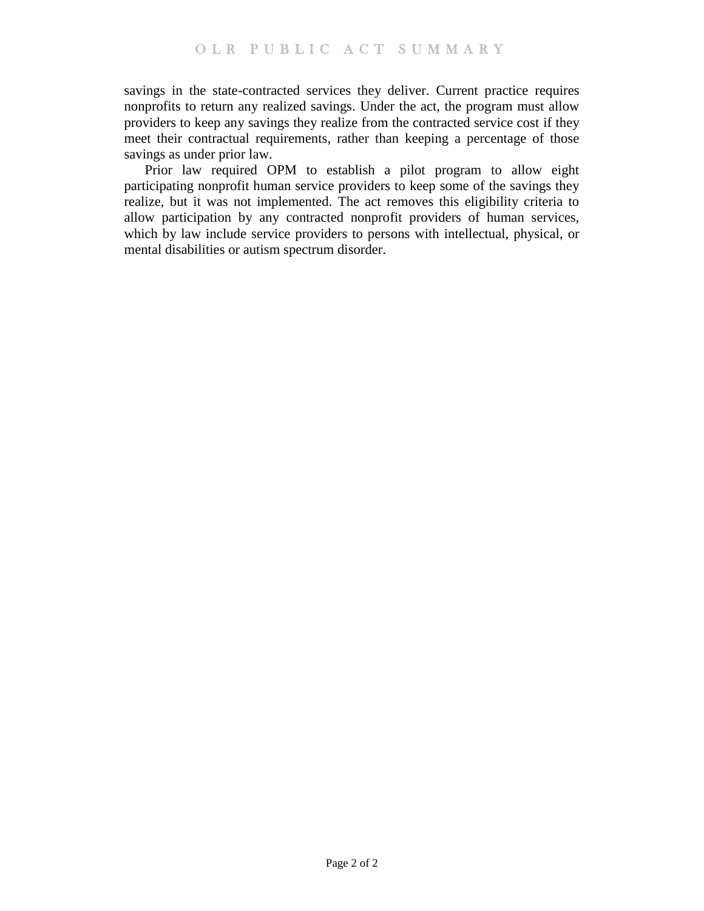savings in the state-contracted services they deliver. Current practice requires nonprofits to return any realized savings. Under the act, the program must allow providers to keep any savings they realize from the contracted service cost if they meet their contractual requirements, rather than keeping a percentage of those savings as under prior law.

Prior law required OPM to establish a pilot program to allow eight participating nonprofit human service providers to keep some of the savings they realize, but it was not implemented. The act removes this eligibility criteria to allow participation by any contracted nonprofit providers of human services, which by law include service providers to persons with intellectual, physical, or mental disabilities or autism spectrum disorder.